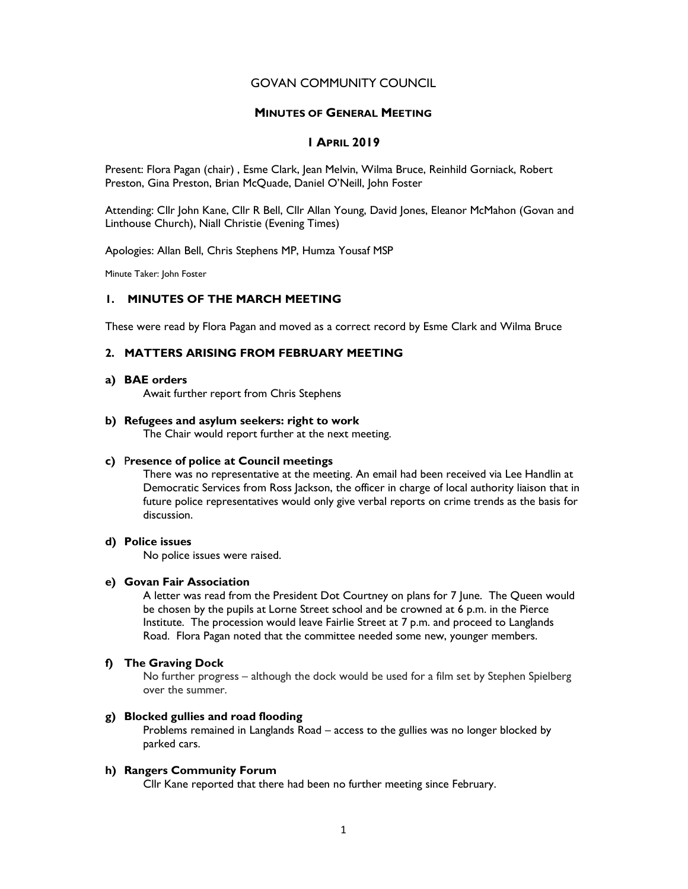# GOVAN COMMUNITY COUNCIL

## MINUTES OF GENERAL MEETING

## 1 APRIL 2019

Present: Flora Pagan (chair) , Esme Clark, Jean Melvin, Wilma Bruce, Reinhild Gorniack, Robert Preston, Gina Preston, Brian McQuade, Daniel O'Neill, John Foster

Attending: Cllr John Kane, Cllr R Bell, Cllr Allan Young, David Jones, Eleanor McMahon (Govan and Linthouse Church), Niall Christie (Evening Times)

Apologies: Allan Bell, Chris Stephens MP, Humza Yousaf MSP

Minute Taker: John Foster

### 1. MINUTES OF THE MARCH MEETING

These were read by Flora Pagan and moved as a correct record by Esme Clark and Wilma Bruce

### 2. MATTERS ARISING FROM FEBRUARY MEETING

**a) BAE orders**

Await further report from Chris Stephens

**b) Refugees and asylum seekers: right to work**

The Chair would report further at the next meeting.

**c) Presence of police at Council meetings**

There was no representative at the meeting. An email had been received via Lee Handlin at Democratic Services from Ross Jackson, the officer in charge of local authority liaison that in future police representatives would only give verbal reports on crime trends as the basis for discussion.

**d) Police issues**

No police issues were raised.

**e) Govan Fair Association**

A letter was read from the President Dot Courtney on plans for 7 June. The Queen would be chosen by the pupils at Lorne Street school and be crowned at 6 p.m. in the Pierce Institute. The procession would leave Fairlie Street at 7 p.m. and proceed to Langlands Road. Flora Pagan noted that the committee needed some new, younger members.

**f) The Graving Dock**

No further progress – although the dock would be used for a film set by Stephen Spielberg over the summer.

**g) Blocked gullies and road flooding**

Problems remained in Langlands Road – access to the gullies was no longer blocked by parked cars.

**h) Rangers Community Forum**

Cllr Kane reported that there had been no further meeting since February.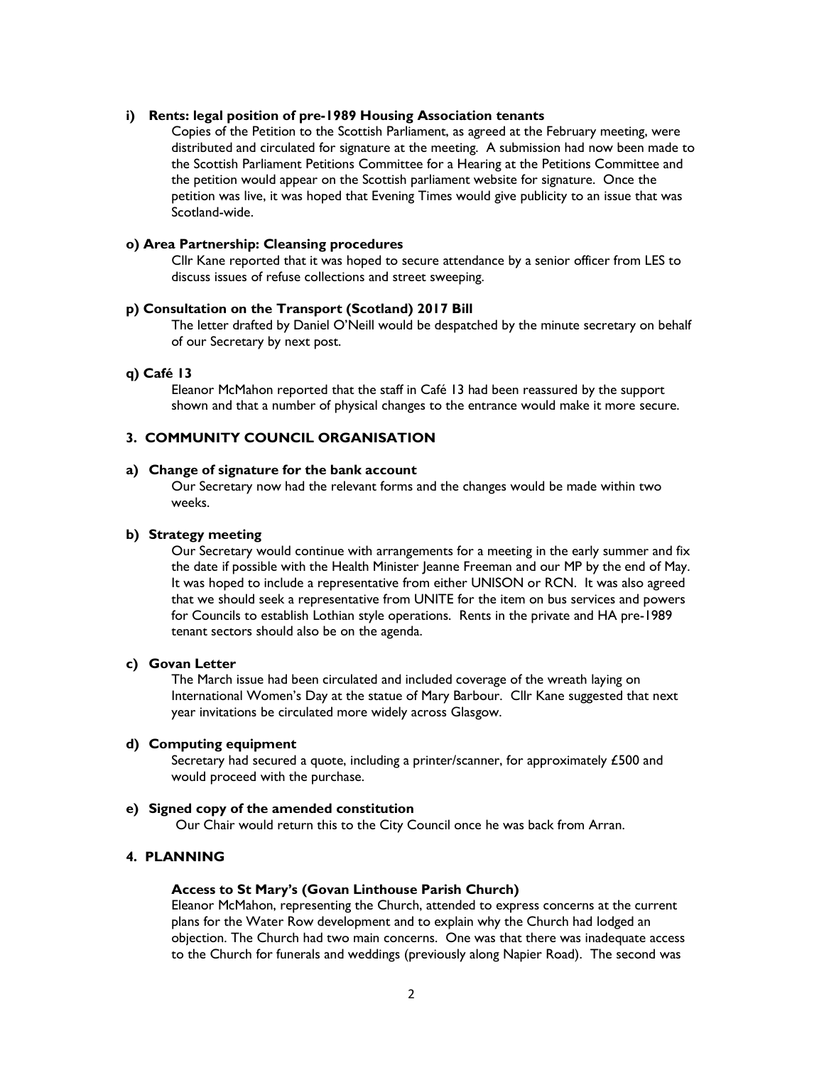**i) Rents: legal position of pre-1989 Housing Association tenants**

Copies of the Petition to the Scottish Parliament, as agreed at the February meeting, were distributed and circulated for signature at the meeting. A submission had now been made to the Scottish Parliament Petitions Committee for a Hearing at the Petitions Committee and the petition would appear on the Scottish parliament website for signature. Once the petition was live, it was hoped that Evening Times would give publicity to an issue that was Scotland-wide.

**o) Area Partnership: Cleansing procedures**

Cllr Kane reported that it was hoped to secure attendance by a senior officer from LES to discuss issues of refuse collections and street sweeping.

**p) Consultation on the Transport (Scotland) 2017 Bill**

The letter drafted by Daniel O'Neill would be despatched by the minute secretary on behalf of our Secretary by next post.

**q) Café 13**

Eleanor McMahon reported that the staff in Café 13 had been reassured by the support shown and that a number of physical changes to the entrance would make it more secure.

## 3. COMMUNITY COUNCIL ORGANISATION

**a) Change of signature for the bank account**

Our Secretary now had the relevant forms and the changes would be made within two weeks.

**b) Strategy meeting**

Our Secretary would continue with arrangements for a meeting in the early summer and fix the date if possible with the Health Minister Jeanne Freeman and our MP by the end of May. It was hoped to include a representative from either UNISON or RCN. It was also agreed that we should seek a representative from UNITE for the item on bus services and powers for Councils to establish Lothian style operations. Rents in the private and HA pre-1989 tenant sectors should also be on the agenda.

**c) Govan Letter**

The March issue had been circulated and included coverage of the wreath laying on International Women's Day at the statue of Mary Barbour. Cllr Kane suggested that next year invitations be circulated more widely across Glasgow.

**d) Computing equipment**

Secretary had secured a quote, including a printer/scanner, for approximately £500 and would proceed with the purchase.

**e) Signed copy of the amended constitution**

Our Chair would return this to the City Council once he was back from Arran.

## 4. PLANNING

**Access to St Mary's (Govan Linthouse Parish Church)**

Eleanor McMahon, representing the Church, attended to express concerns at the current plans for the Water Row development and to explain why the Church had lodged an objection. The Church had two main concerns. One was that there was inadequate access to the Church for funerals and weddings (previously along Napier Road). The second was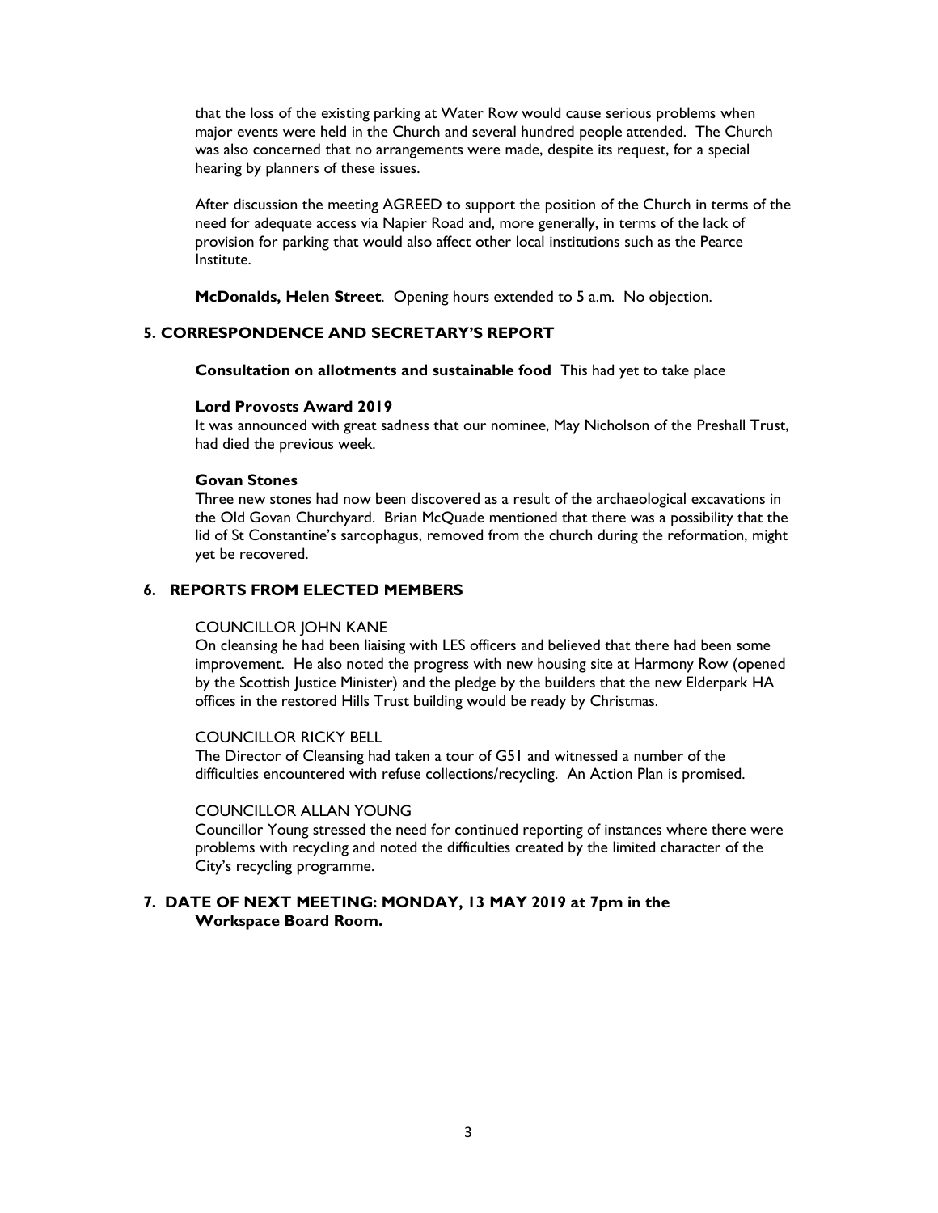that the loss of the existing parking at Water Row would cause serious problems when major events were held in the Church and several hundred people attended. The Church was also concerned that no arrangements were made, despite its request, for a special hearing by planners of these issues.

After discussion the meeting AGREED to support the position of the Church in terms of the need for adequate access via Napier Road and, more generally, in terms of the lack of provision for parking that would also affect other local institutions such as the Pearce Institute.

**McDonalds, Helen Street**. Opening hours extended to 5 a.m. No objection.

## 5. CORRESPONDENCE AND SECRETARY'S REPORT

**Consultation on allotments and sustainable food** This had yet to take place

**Lord Provosts Award 2019**
It was announced with great sadness that our nominee, May Nicholson of the Preshall Trust, had died the previous week.

**Govan Stones**
Three new stones had now been discovered as a result of the archaeological excavations in the Old Govan Churchyard. Brian McQuade mentioned that there was a possibility that the lid of St Constantine's sarcophagus, removed from the church during the reformation, might yet be recovered.

## 6. REPORTS FROM ELECTED MEMBERS

COUNCILLOR JOHN KANE
On cleansing he had been liaising with LES officers and believed that there had been some improvement. He also noted the progress with new housing site at Harmony Row (opened by the Scottish Justice Minister) and the pledge by the builders that the new Elderpark HA offices in the restored Hills Trust building would be ready by Christmas.

COUNCILLOR RICKY BELL
The Director of Cleansing had taken a tour of G51 and witnessed a number of the difficulties encountered with refuse collections/recycling. An Action Plan is promised.

COUNCILLOR ALLAN YOUNG
Councillor Young stressed the need for continued reporting of instances where there were problems with recycling and noted the difficulties created by the limited character of the City's recycling programme.

## 7. DATE OF NEXT MEETING: MONDAY, 13 MAY 2019 at 7pm in the Workspace Board Room.